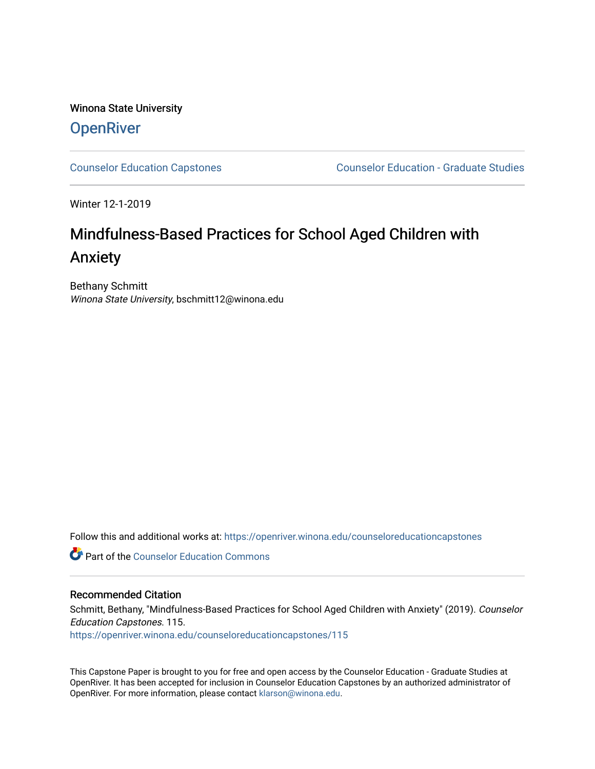Winona State University

# OpenRiver

Counselor Education Capstones | Counselor Education - Graduate Studies

Winter 12-1-2019

## Mindfulness-Based Practices for School Aged Children with Anxiety

Bethany Schmitt
*Winona State University*, bschmitt12@winona.edu

Follow this and additional works at: https://openriver.winona.edu/counseloreducationcapstones

Part of the Counselor Education Commons

### Recommended Citation

Schmitt, Bethany, "Mindfulness-Based Practices for School Aged Children with Anxiety" (2019). *Counselor Education Capstones*. 115.
https://openriver.winona.edu/counseloreducationcapstones/115

This Capstone Paper is brought to you for free and open access by the Counselor Education - Graduate Studies at OpenRiver. It has been accepted for inclusion in Counselor Education Capstones by an authorized administrator of OpenRiver. For more information, please contact klarson@winona.edu.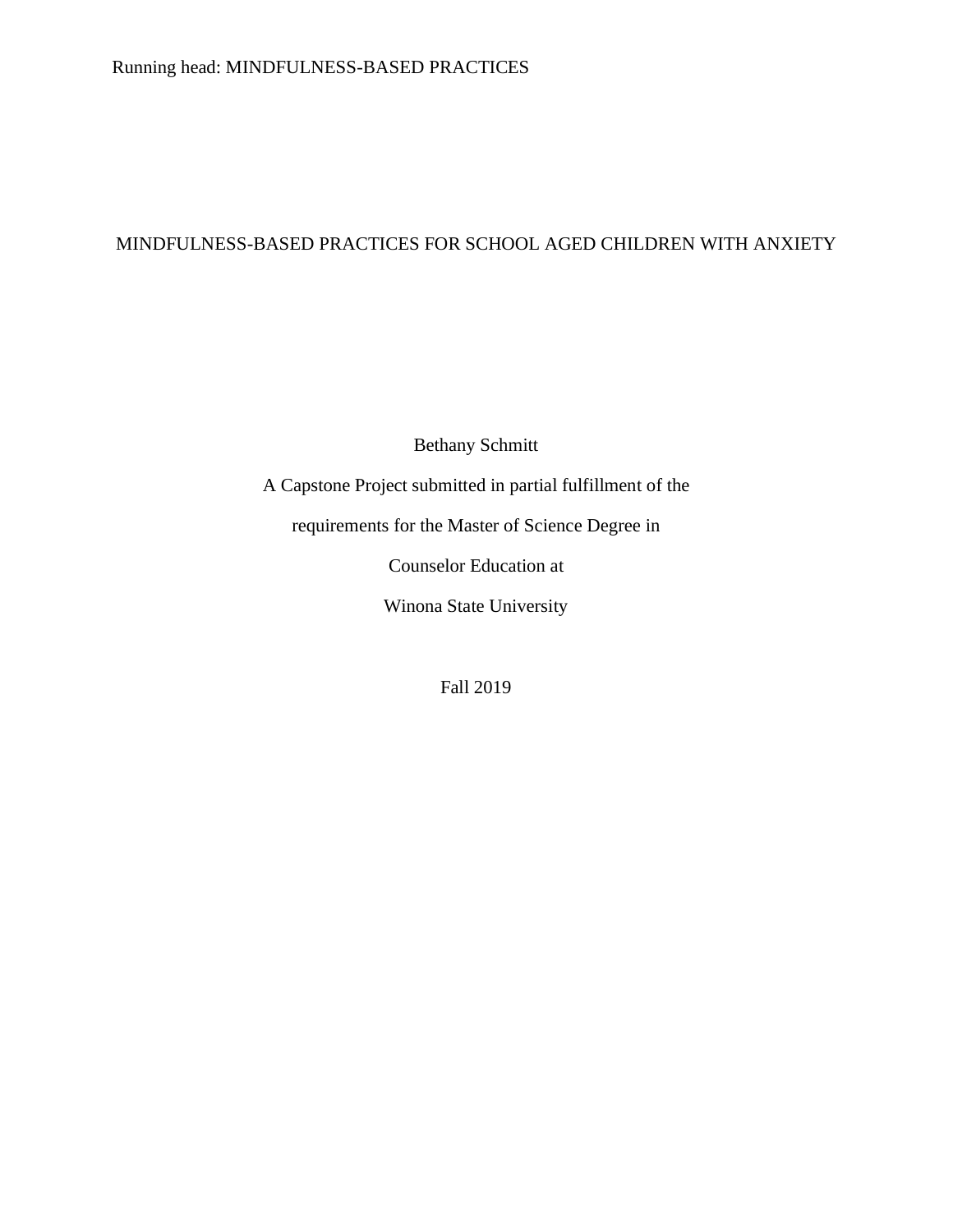# MINDFULNESS-BASED PRACTICES FOR SCHOOL AGED CHILDREN WITH ANXIETY

Bethany Schmitt

A Capstone Project submitted in partial fulfillment of the

requirements for the Master of Science Degree in

Counselor Education at

Winona State University

Fall 2019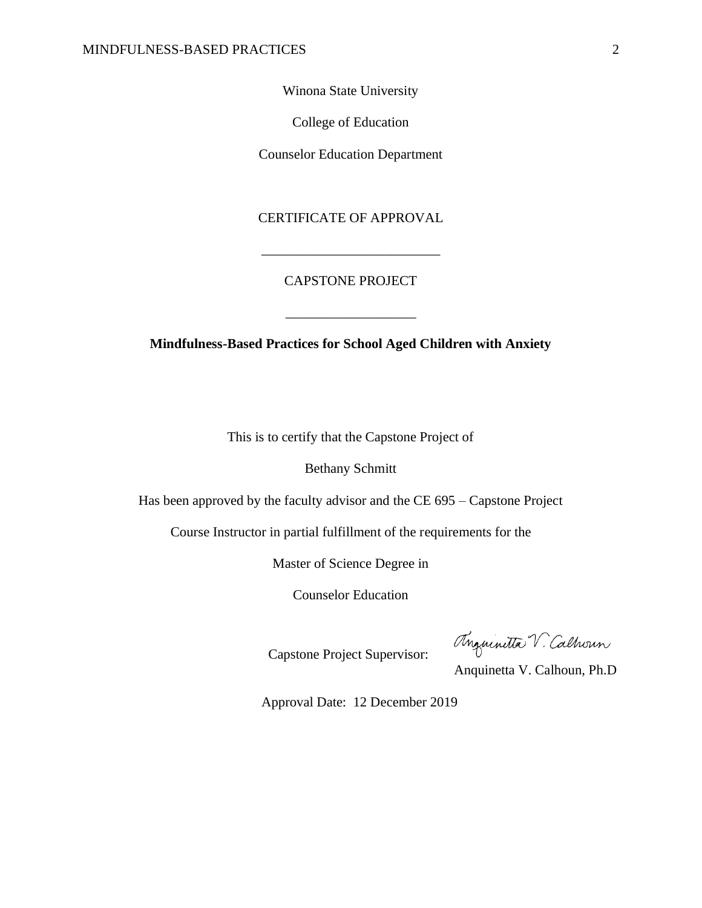Winona State University

College of Education

Counselor Education Department

CERTIFICATE OF APPROVAL

---

CAPSTONE PROJECT

---

**Mindfulness-Based Practices for School Aged Children with Anxiety**

This is to certify that the Capstone Project of

Bethany Schmitt

Has been approved by the faculty advisor and the CE 695 – Capstone Project

Course Instructor in partial fulfillment of the requirements for the

Master of Science Degree in

Counselor Education

Capstone Project Supervisor: Anquinetta V. Calhoun

Anquinetta V. Calhoun, Ph.D

Approval Date: 12 December 2019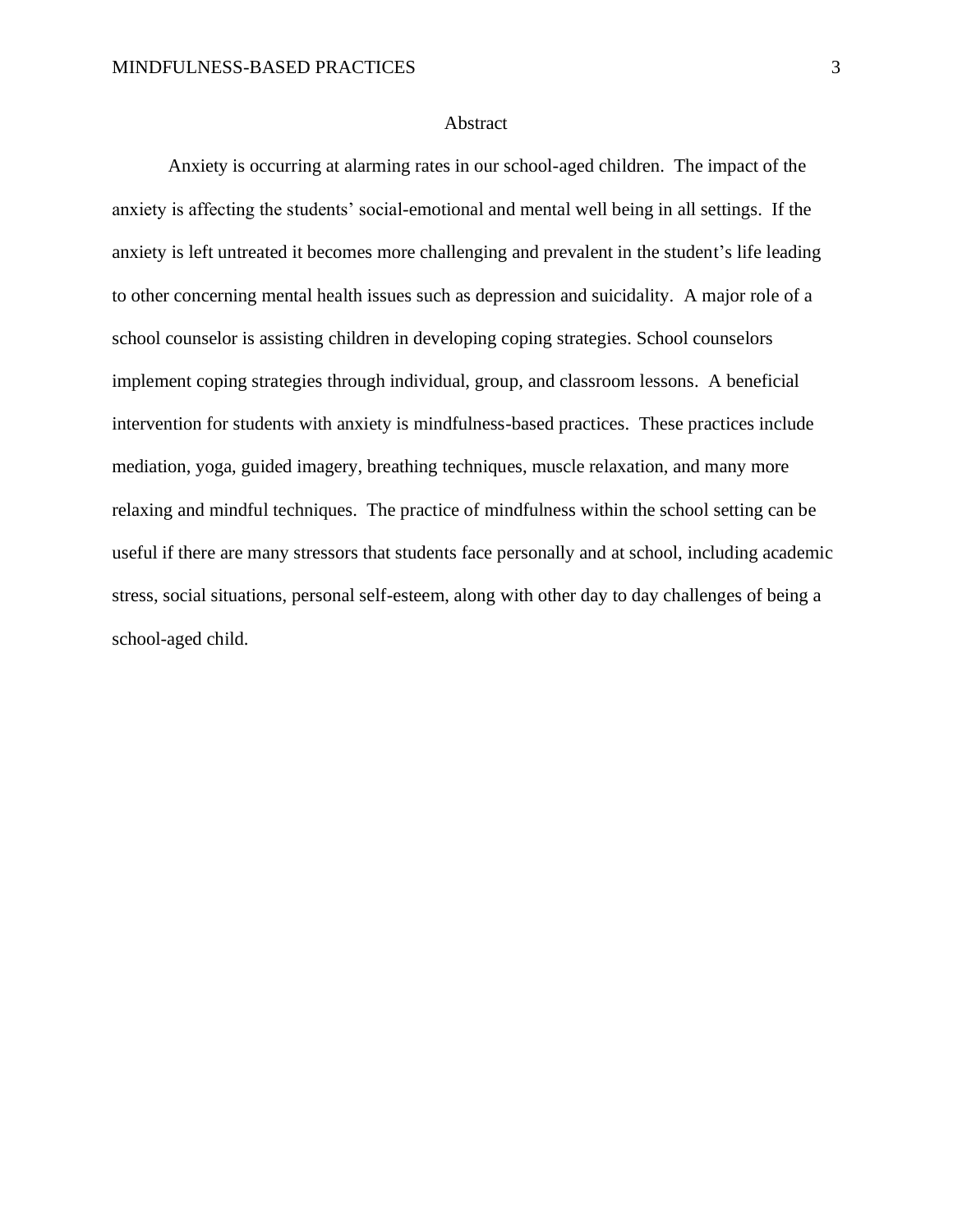# Abstract

Anxiety is occurring at alarming rates in our school-aged children. The impact of the anxiety is affecting the students' social-emotional and mental well being in all settings. If the anxiety is left untreated it becomes more challenging and prevalent in the student's life leading to other concerning mental health issues such as depression and suicidality. A major role of a school counselor is assisting children in developing coping strategies. School counselors implement coping strategies through individual, group, and classroom lessons. A beneficial intervention for students with anxiety is mindfulness-based practices. These practices include mediation, yoga, guided imagery, breathing techniques, muscle relaxation, and many more relaxing and mindful techniques. The practice of mindfulness within the school setting can be useful if there are many stressors that students face personally and at school, including academic stress, social situations, personal self-esteem, along with other day to day challenges of being a school-aged child.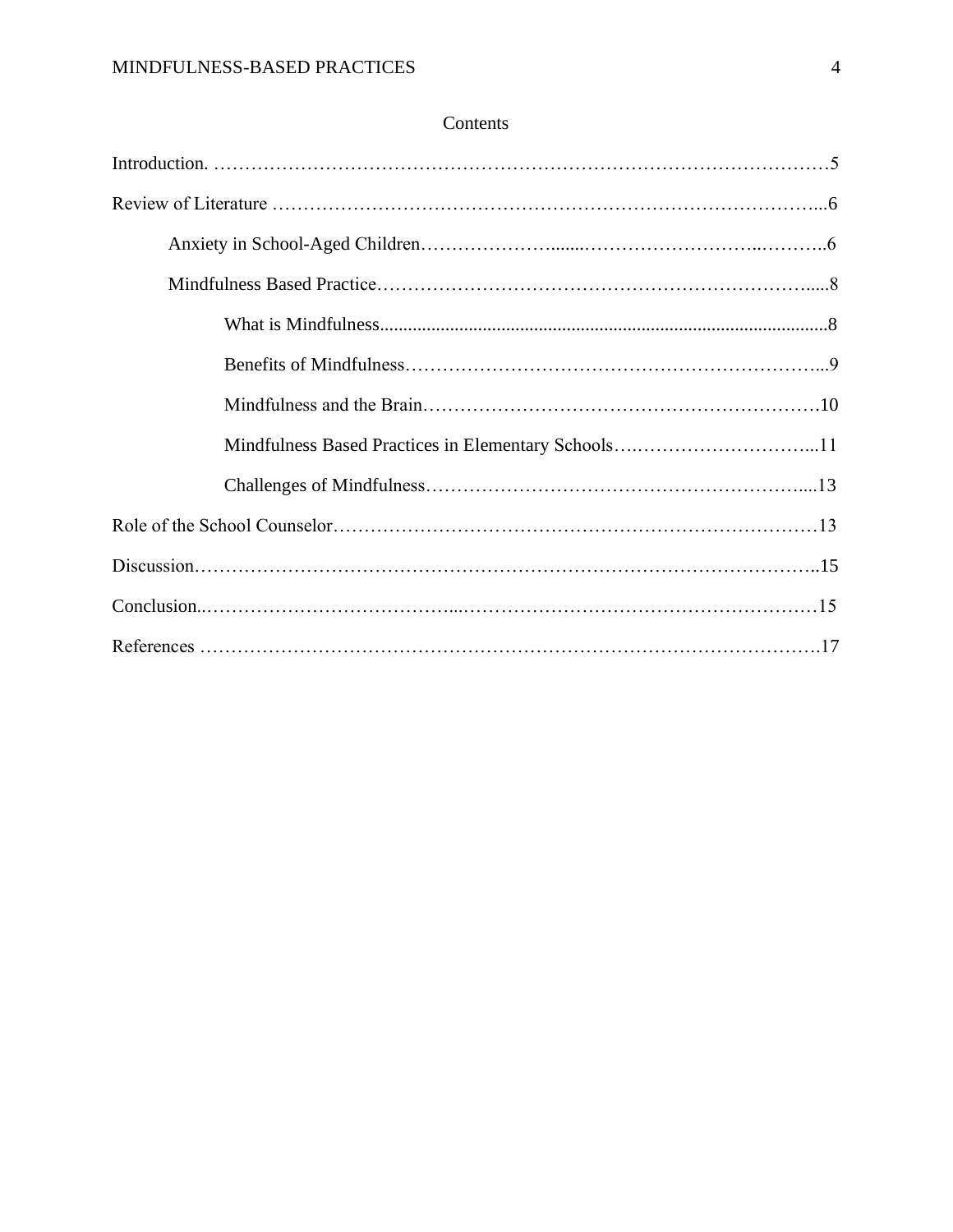# Contents

Introduction. …………………………………………………………………………………5

Review of Literature ………………………………………………………………………...6

- Anxiety in School-Aged Children………………….......……………………..………..6
- Mindfulness Based Practice…………………………………………………………….....8
  - What is Mindfulness..............................................................................................8
  - Benefits of Mindfulness…………………………………………………………...9
  - Mindfulness and the Brain……………………………………………………….10
  - Mindfulness Based Practices in Elementary Schools….………………………...11
  - Challenges of Mindfulness…………………………………………………....13

Role of the School Counselor……………………………………………………………13

Discussion……………………………………………………………………………………..15

Conclusion..…………………………………...…………………………………………………15

References ………………………………………………………………………………………17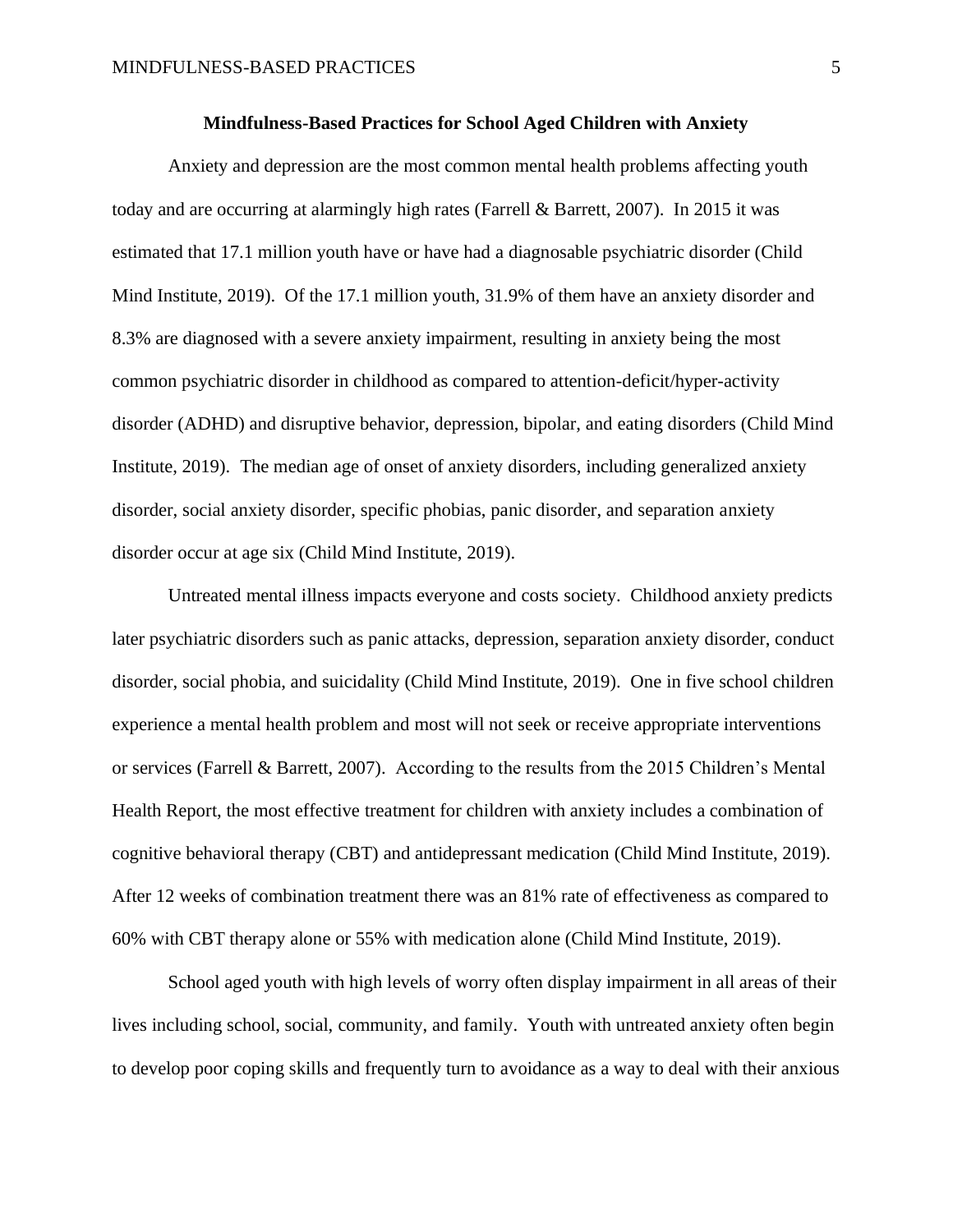**Mindfulness-Based Practices for School Aged Children with Anxiety**

Anxiety and depression are the most common mental health problems affecting youth today and are occurring at alarmingly high rates (Farrell & Barrett, 2007). In 2015 it was estimated that 17.1 million youth have or have had a diagnosable psychiatric disorder (Child Mind Institute, 2019). Of the 17.1 million youth, 31.9% of them have an anxiety disorder and 8.3% are diagnosed with a severe anxiety impairment, resulting in anxiety being the most common psychiatric disorder in childhood as compared to attention-deficit/hyper-activity disorder (ADHD) and disruptive behavior, depression, bipolar, and eating disorders (Child Mind Institute, 2019). The median age of onset of anxiety disorders, including generalized anxiety disorder, social anxiety disorder, specific phobias, panic disorder, and separation anxiety disorder occur at age six (Child Mind Institute, 2019).

Untreated mental illness impacts everyone and costs society. Childhood anxiety predicts later psychiatric disorders such as panic attacks, depression, separation anxiety disorder, conduct disorder, social phobia, and suicidality (Child Mind Institute, 2019). One in five school children experience a mental health problem and most will not seek or receive appropriate interventions or services (Farrell & Barrett, 2007). According to the results from the 2015 Children's Mental Health Report, the most effective treatment for children with anxiety includes a combination of cognitive behavioral therapy (CBT) and antidepressant medication (Child Mind Institute, 2019). After 12 weeks of combination treatment there was an 81% rate of effectiveness as compared to 60% with CBT therapy alone or 55% with medication alone (Child Mind Institute, 2019).

School aged youth with high levels of worry often display impairment in all areas of their lives including school, social, community, and family. Youth with untreated anxiety often begin to develop poor coping skills and frequently turn to avoidance as a way to deal with their anxious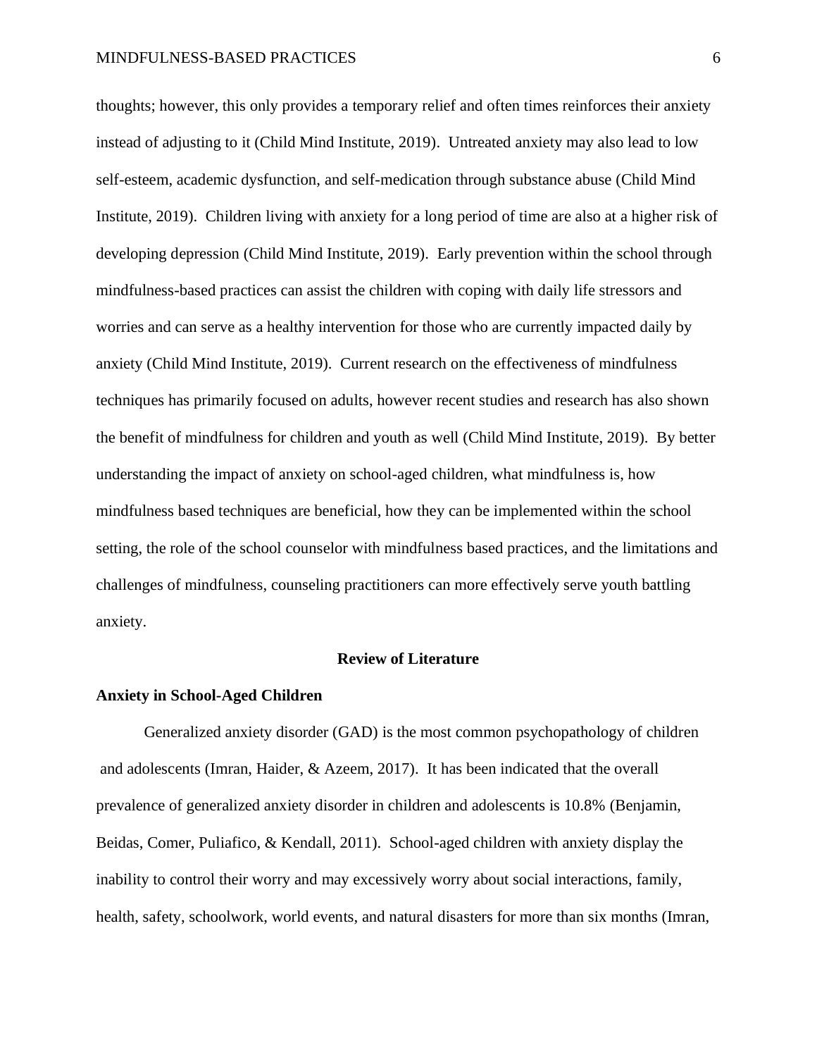thoughts; however, this only provides a temporary relief and often times reinforces their anxiety instead of adjusting to it (Child Mind Institute, 2019). Untreated anxiety may also lead to low self-esteem, academic dysfunction, and self-medication through substance abuse (Child Mind Institute, 2019). Children living with anxiety for a long period of time are also at a higher risk of developing depression (Child Mind Institute, 2019). Early prevention within the school through mindfulness-based practices can assist the children with coping with daily life stressors and worries and can serve as a healthy intervention for those who are currently impacted daily by anxiety (Child Mind Institute, 2019). Current research on the effectiveness of mindfulness techniques has primarily focused on adults, however recent studies and research has also shown the benefit of mindfulness for children and youth as well (Child Mind Institute, 2019). By better understanding the impact of anxiety on school-aged children, what mindfulness is, how mindfulness based techniques are beneficial, how they can be implemented within the school setting, the role of the school counselor with mindfulness based practices, and the limitations and challenges of mindfulness, counseling practitioners can more effectively serve youth battling anxiety.

## Review of Literature

### Anxiety in School-Aged Children

Generalized anxiety disorder (GAD) is the most common psychopathology of children and adolescents (Imran, Haider, & Azeem, 2017). It has been indicated that the overall prevalence of generalized anxiety disorder in children and adolescents is 10.8% (Benjamin, Beidas, Comer, Puliafico, & Kendall, 2011). School-aged children with anxiety display the inability to control their worry and may excessively worry about social interactions, family, health, safety, schoolwork, world events, and natural disasters for more than six months (Imran,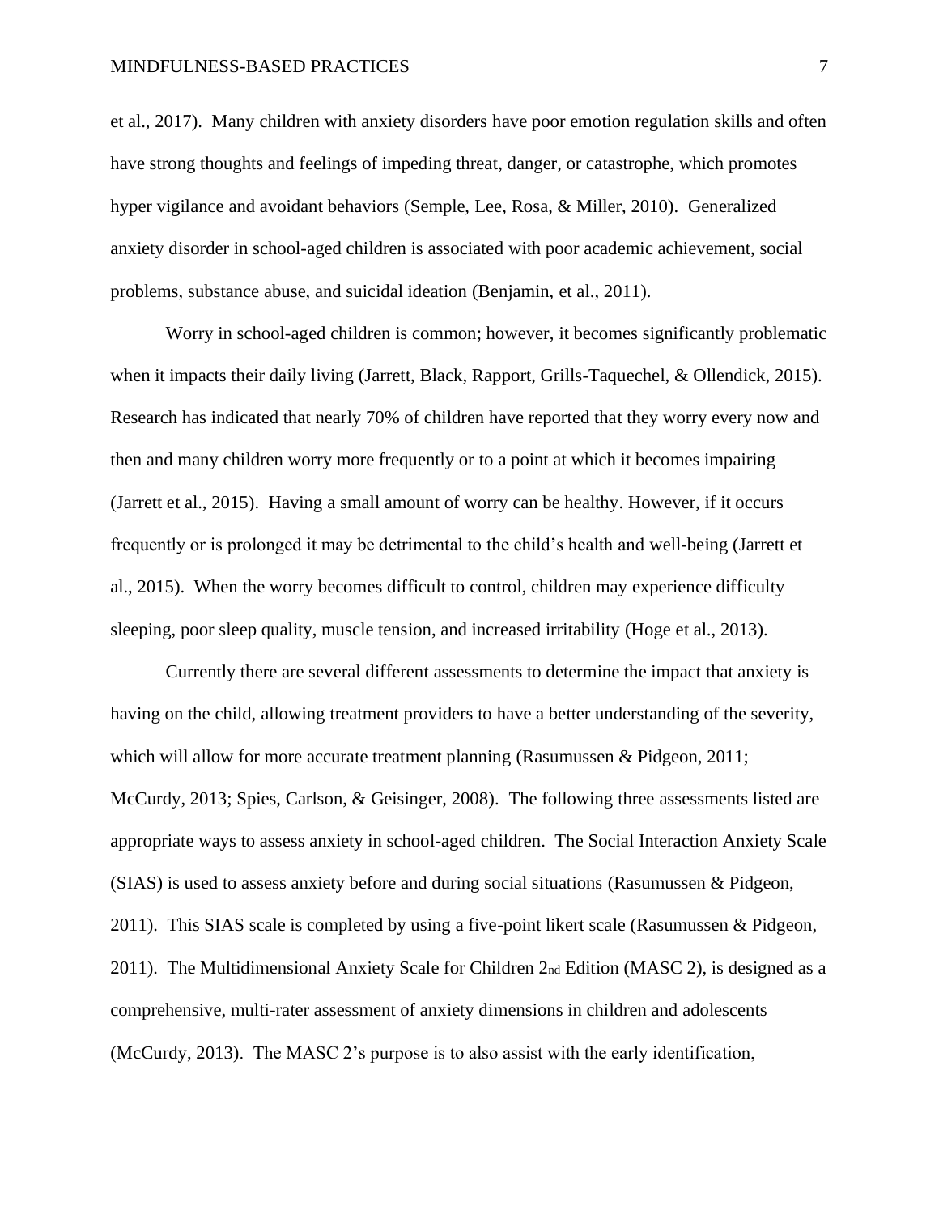et al., 2017). Many children with anxiety disorders have poor emotion regulation skills and often have strong thoughts and feelings of impeding threat, danger, or catastrophe, which promotes hyper vigilance and avoidant behaviors (Semple, Lee, Rosa, & Miller, 2010). Generalized anxiety disorder in school-aged children is associated with poor academic achievement, social problems, substance abuse, and suicidal ideation (Benjamin, et al., 2011).

Worry in school-aged children is common; however, it becomes significantly problematic when it impacts their daily living (Jarrett, Black, Rapport, Grills-Taquechel, & Ollendick, 2015). Research has indicated that nearly 70% of children have reported that they worry every now and then and many children worry more frequently or to a point at which it becomes impairing (Jarrett et al., 2015). Having a small amount of worry can be healthy. However, if it occurs frequently or is prolonged it may be detrimental to the child's health and well-being (Jarrett et al., 2015). When the worry becomes difficult to control, children may experience difficulty sleeping, poor sleep quality, muscle tension, and increased irritability (Hoge et al., 2013).

Currently there are several different assessments to determine the impact that anxiety is having on the child, allowing treatment providers to have a better understanding of the severity, which will allow for more accurate treatment planning (Rasumussen & Pidgeon, 2011; McCurdy, 2013; Spies, Carlson, & Geisinger, 2008). The following three assessments listed are appropriate ways to assess anxiety in school-aged children. The Social Interaction Anxiety Scale (SIAS) is used to assess anxiety before and during social situations (Rasumussen & Pidgeon, 2011). This SIAS scale is completed by using a five-point likert scale (Rasumussen & Pidgeon, 2011). The Multidimensional Anxiety Scale for Children 2nd Edition (MASC 2), is designed as a comprehensive, multi-rater assessment of anxiety dimensions in children and adolescents (McCurdy, 2013). The MASC 2's purpose is to also assist with the early identification,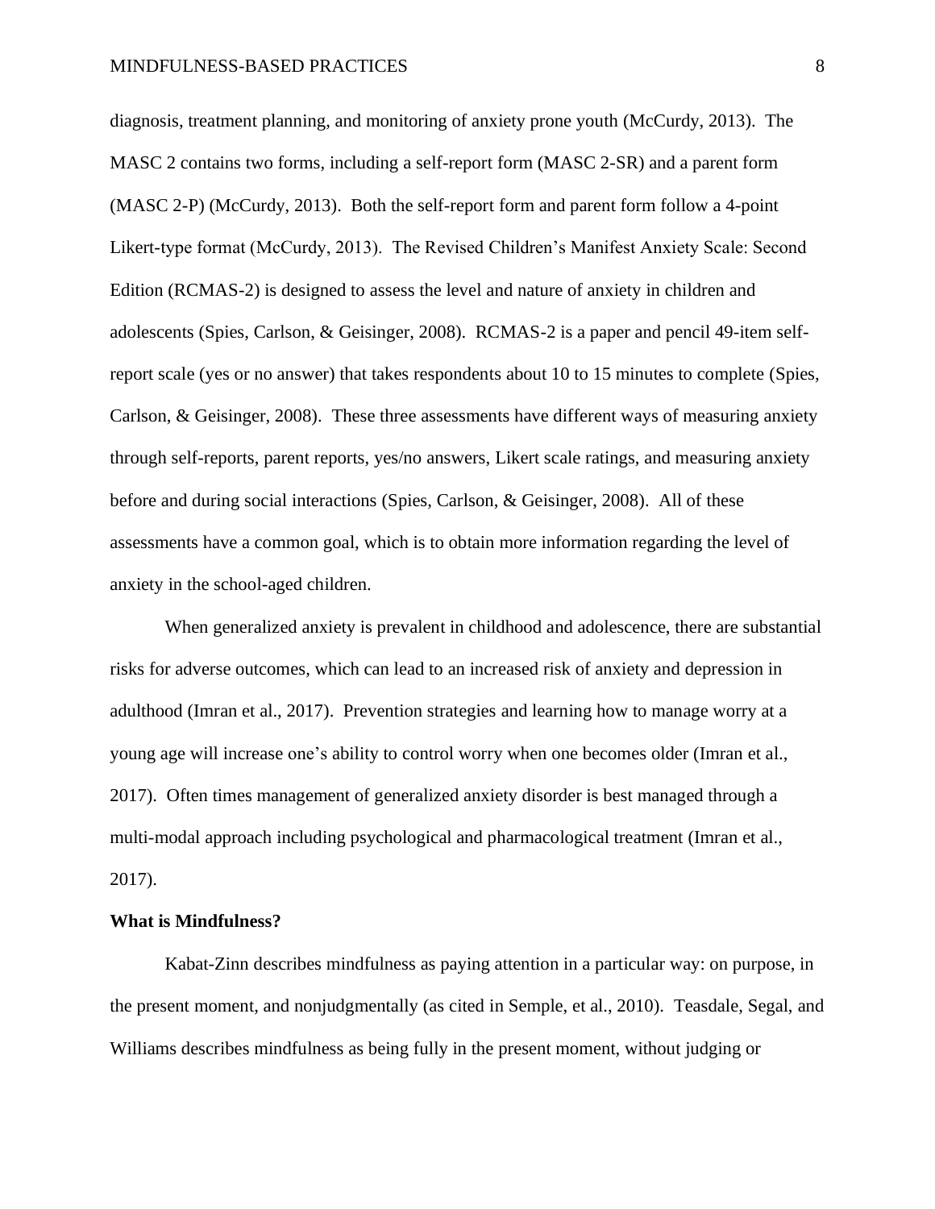diagnosis, treatment planning, and monitoring of anxiety prone youth (McCurdy, 2013). The MASC 2 contains two forms, including a self-report form (MASC 2-SR) and a parent form (MASC 2-P) (McCurdy, 2013). Both the self-report form and parent form follow a 4-point Likert-type format (McCurdy, 2013). The Revised Children's Manifest Anxiety Scale: Second Edition (RCMAS-2) is designed to assess the level and nature of anxiety in children and adolescents (Spies, Carlson, & Geisinger, 2008). RCMAS-2 is a paper and pencil 49-item self-report scale (yes or no answer) that takes respondents about 10 to 15 minutes to complete (Spies, Carlson, & Geisinger, 2008). These three assessments have different ways of measuring anxiety through self-reports, parent reports, yes/no answers, Likert scale ratings, and measuring anxiety before and during social interactions (Spies, Carlson, & Geisinger, 2008). All of these assessments have a common goal, which is to obtain more information regarding the level of anxiety in the school-aged children.

When generalized anxiety is prevalent in childhood and adolescence, there are substantial risks for adverse outcomes, which can lead to an increased risk of anxiety and depression in adulthood (Imran et al., 2017). Prevention strategies and learning how to manage worry at a young age will increase one's ability to control worry when one becomes older (Imran et al., 2017). Often times management of generalized anxiety disorder is best managed through a multi-modal approach including psychological and pharmacological treatment (Imran et al., 2017).

**What is Mindfulness?**

Kabat-Zinn describes mindfulness as paying attention in a particular way: on purpose, in the present moment, and nonjudgmentally (as cited in Semple, et al., 2010). Teasdale, Segal, and Williams describes mindfulness as being fully in the present moment, without judging or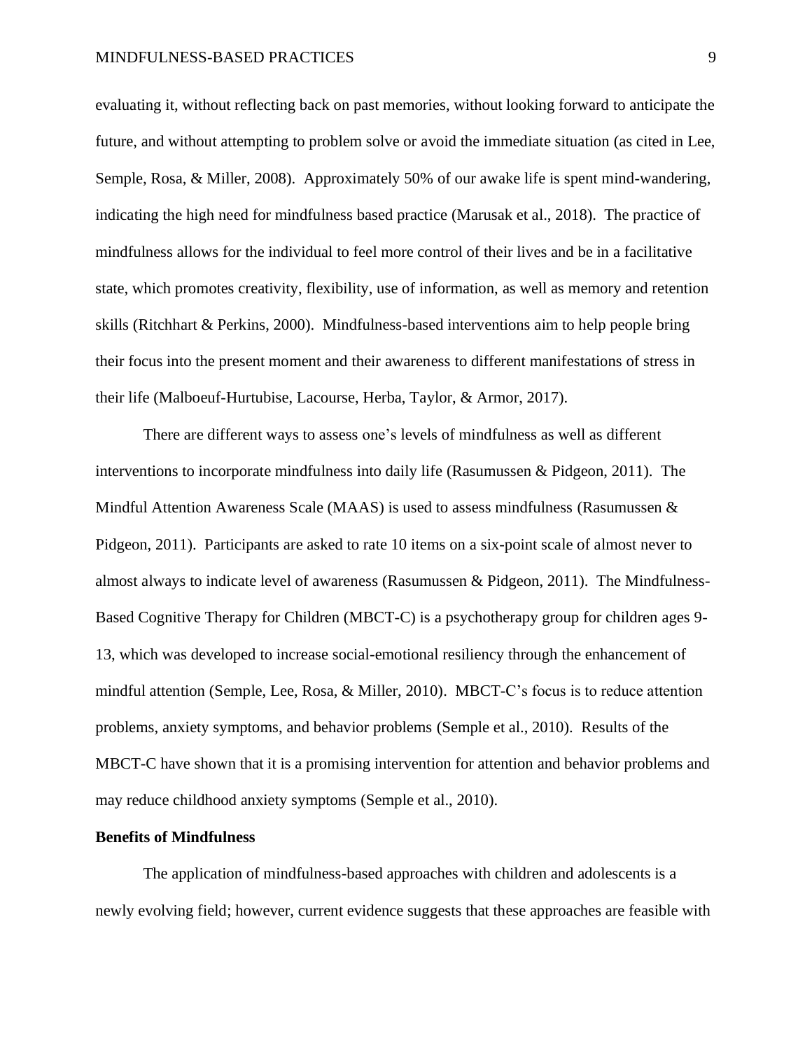evaluating it, without reflecting back on past memories, without looking forward to anticipate the future, and without attempting to problem solve or avoid the immediate situation (as cited in Lee, Semple, Rosa, & Miller, 2008). Approximately 50% of our awake life is spent mind-wandering, indicating the high need for mindfulness based practice (Marusak et al., 2018). The practice of mindfulness allows for the individual to feel more control of their lives and be in a facilitative state, which promotes creativity, flexibility, use of information, as well as memory and retention skills (Ritchhart & Perkins, 2000). Mindfulness-based interventions aim to help people bring their focus into the present moment and their awareness to different manifestations of stress in their life (Malboeuf-Hurtubise, Lacourse, Herba, Taylor, & Armor, 2017).

There are different ways to assess one's levels of mindfulness as well as different interventions to incorporate mindfulness into daily life (Rasumussen & Pidgeon, 2011). The Mindful Attention Awareness Scale (MAAS) is used to assess mindfulness (Rasumussen & Pidgeon, 2011). Participants are asked to rate 10 items on a six-point scale of almost never to almost always to indicate level of awareness (Rasumussen & Pidgeon, 2011). The Mindfulness-Based Cognitive Therapy for Children (MBCT-C) is a psychotherapy group for children ages 9-13, which was developed to increase social-emotional resiliency through the enhancement of mindful attention (Semple, Lee, Rosa, & Miller, 2010). MBCT-C's focus is to reduce attention problems, anxiety symptoms, and behavior problems (Semple et al., 2010). Results of the MBCT-C have shown that it is a promising intervention for attention and behavior problems and may reduce childhood anxiety symptoms (Semple et al., 2010).

**Benefits of Mindfulness**

The application of mindfulness-based approaches with children and adolescents is a newly evolving field; however, current evidence suggests that these approaches are feasible with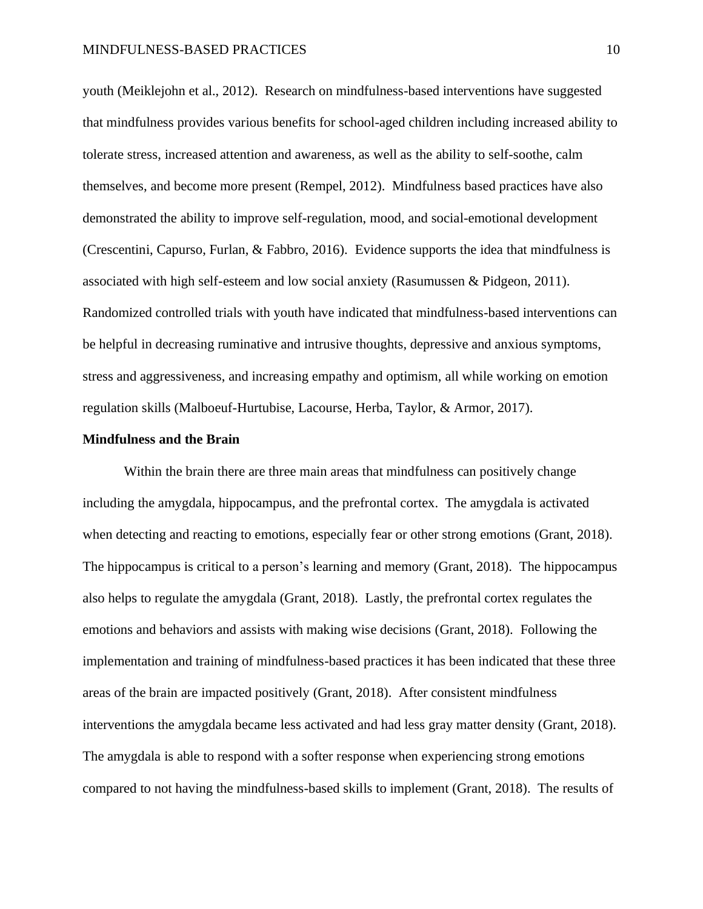youth (Meiklejohn et al., 2012). Research on mindfulness-based interventions have suggested that mindfulness provides various benefits for school-aged children including increased ability to tolerate stress, increased attention and awareness, as well as the ability to self-soothe, calm themselves, and become more present (Rempel, 2012). Mindfulness based practices have also demonstrated the ability to improve self-regulation, mood, and social-emotional development (Crescentini, Capurso, Furlan, & Fabbro, 2016). Evidence supports the idea that mindfulness is associated with high self-esteem and low social anxiety (Rasumussen & Pidgeon, 2011). Randomized controlled trials with youth have indicated that mindfulness-based interventions can be helpful in decreasing ruminative and intrusive thoughts, depressive and anxious symptoms, stress and aggressiveness, and increasing empathy and optimism, all while working on emotion regulation skills (Malboeuf-Hurtubise, Lacourse, Herba, Taylor, & Armor, 2017).

**Mindfulness and the Brain**

Within the brain there are three main areas that mindfulness can positively change including the amygdala, hippocampus, and the prefrontal cortex. The amygdala is activated when detecting and reacting to emotions, especially fear or other strong emotions (Grant, 2018). The hippocampus is critical to a person's learning and memory (Grant, 2018). The hippocampus also helps to regulate the amygdala (Grant, 2018). Lastly, the prefrontal cortex regulates the emotions and behaviors and assists with making wise decisions (Grant, 2018). Following the implementation and training of mindfulness-based practices it has been indicated that these three areas of the brain are impacted positively (Grant, 2018). After consistent mindfulness interventions the amygdala became less activated and had less gray matter density (Grant, 2018). The amygdala is able to respond with a softer response when experiencing strong emotions compared to not having the mindfulness-based skills to implement (Grant, 2018). The results of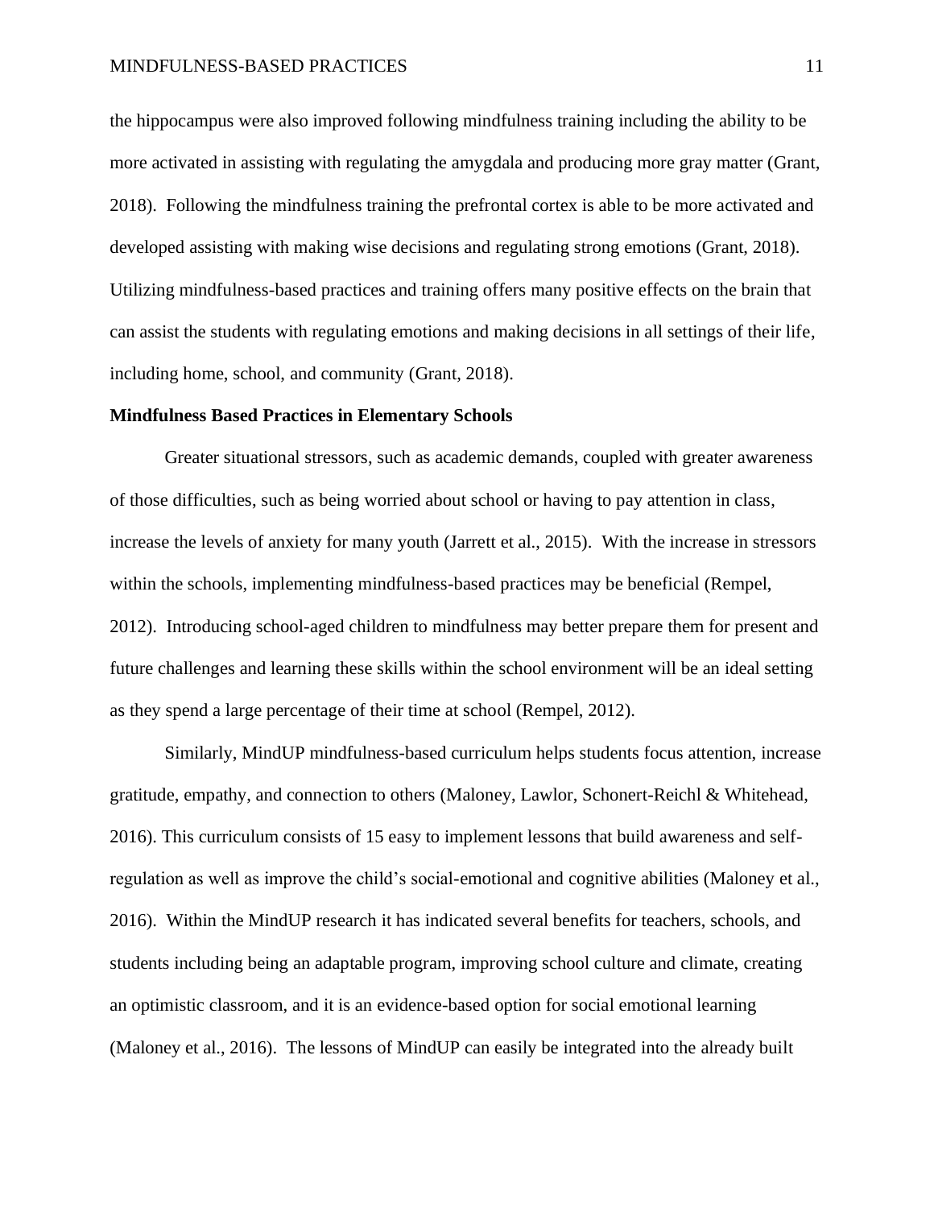the hippocampus were also improved following mindfulness training including the ability to be more activated in assisting with regulating the amygdala and producing more gray matter (Grant, 2018). Following the mindfulness training the prefrontal cortex is able to be more activated and developed assisting with making wise decisions and regulating strong emotions (Grant, 2018). Utilizing mindfulness-based practices and training offers many positive effects on the brain that can assist the students with regulating emotions and making decisions in all settings of their life, including home, school, and community (Grant, 2018).

**Mindfulness Based Practices in Elementary Schools**

Greater situational stressors, such as academic demands, coupled with greater awareness of those difficulties, such as being worried about school or having to pay attention in class, increase the levels of anxiety for many youth (Jarrett et al., 2015). With the increase in stressors within the schools, implementing mindfulness-based practices may be beneficial (Rempel, 2012). Introducing school-aged children to mindfulness may better prepare them for present and future challenges and learning these skills within the school environment will be an ideal setting as they spend a large percentage of their time at school (Rempel, 2012).

Similarly, MindUP mindfulness-based curriculum helps students focus attention, increase gratitude, empathy, and connection to others (Maloney, Lawlor, Schonert-Reichl & Whitehead, 2016). This curriculum consists of 15 easy to implement lessons that build awareness and self-regulation as well as improve the child's social-emotional and cognitive abilities (Maloney et al., 2016). Within the MindUP research it has indicated several benefits for teachers, schools, and students including being an adaptable program, improving school culture and climate, creating an optimistic classroom, and it is an evidence-based option for social emotional learning (Maloney et al., 2016). The lessons of MindUP can easily be integrated into the already built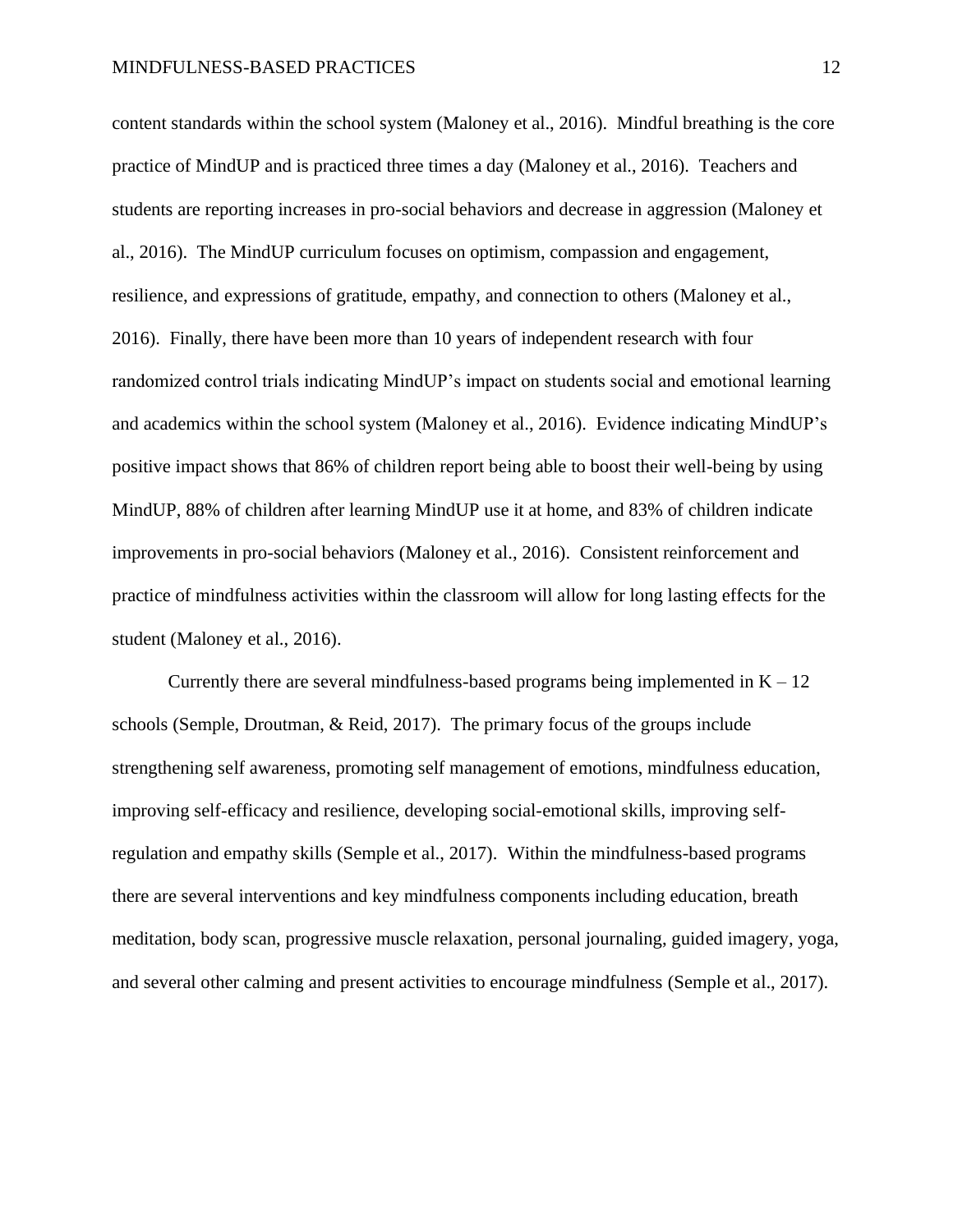content standards within the school system (Maloney et al., 2016). Mindful breathing is the core practice of MindUP and is practiced three times a day (Maloney et al., 2016). Teachers and students are reporting increases in pro-social behaviors and decrease in aggression (Maloney et al., 2016). The MindUP curriculum focuses on optimism, compassion and engagement, resilience, and expressions of gratitude, empathy, and connection to others (Maloney et al., 2016). Finally, there have been more than 10 years of independent research with four randomized control trials indicating MindUP's impact on students social and emotional learning and academics within the school system (Maloney et al., 2016). Evidence indicating MindUP's positive impact shows that 86% of children report being able to boost their well-being by using MindUP, 88% of children after learning MindUP use it at home, and 83% of children indicate improvements in pro-social behaviors (Maloney et al., 2016). Consistent reinforcement and practice of mindfulness activities within the classroom will allow for long lasting effects for the student (Maloney et al., 2016).

Currently there are several mindfulness-based programs being implemented in K – 12 schools (Semple, Droutman, & Reid, 2017). The primary focus of the groups include strengthening self awareness, promoting self management of emotions, mindfulness education, improving self-efficacy and resilience, developing social-emotional skills, improving self-regulation and empathy skills (Semple et al., 2017). Within the mindfulness-based programs there are several interventions and key mindfulness components including education, breath meditation, body scan, progressive muscle relaxation, personal journaling, guided imagery, yoga, and several other calming and present activities to encourage mindfulness (Semple et al., 2017).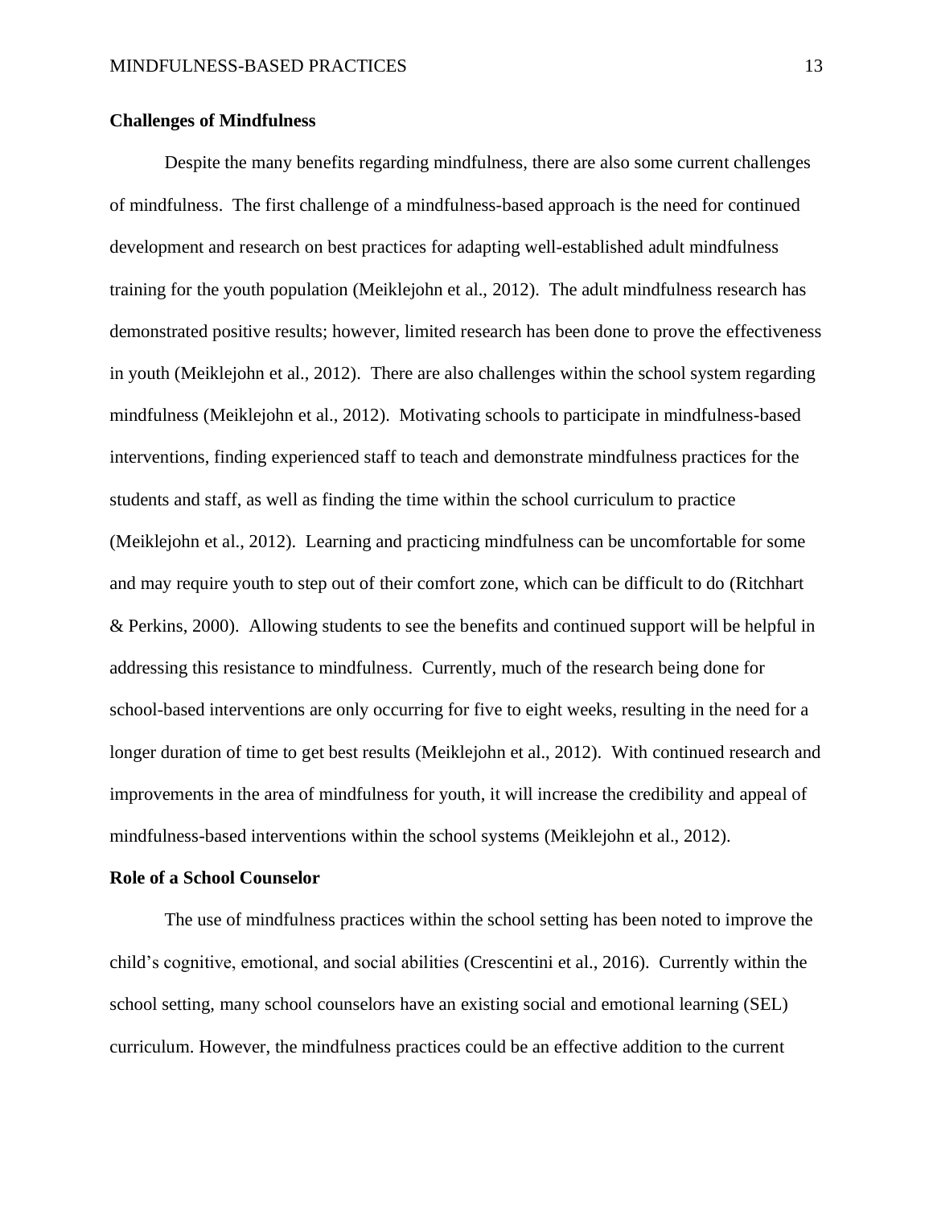**Challenges of Mindfulness**

Despite the many benefits regarding mindfulness, there are also some current challenges of mindfulness. The first challenge of a mindfulness-based approach is the need for continued development and research on best practices for adapting well-established adult mindfulness training for the youth population (Meiklejohn et al., 2012). The adult mindfulness research has demonstrated positive results; however, limited research has been done to prove the effectiveness in youth (Meiklejohn et al., 2012). There are also challenges within the school system regarding mindfulness (Meiklejohn et al., 2012). Motivating schools to participate in mindfulness-based interventions, finding experienced staff to teach and demonstrate mindfulness practices for the students and staff, as well as finding the time within the school curriculum to practice (Meiklejohn et al., 2012). Learning and practicing mindfulness can be uncomfortable for some and may require youth to step out of their comfort zone, which can be difficult to do (Ritchhart & Perkins, 2000). Allowing students to see the benefits and continued support will be helpful in addressing this resistance to mindfulness. Currently, much of the research being done for school-based interventions are only occurring for five to eight weeks, resulting in the need for a longer duration of time to get best results (Meiklejohn et al., 2012). With continued research and improvements in the area of mindfulness for youth, it will increase the credibility and appeal of mindfulness-based interventions within the school systems (Meiklejohn et al., 2012).

**Role of a School Counselor**

The use of mindfulness practices within the school setting has been noted to improve the child's cognitive, emotional, and social abilities (Crescentini et al., 2016). Currently within the school setting, many school counselors have an existing social and emotional learning (SEL) curriculum. However, the mindfulness practices could be an effective addition to the current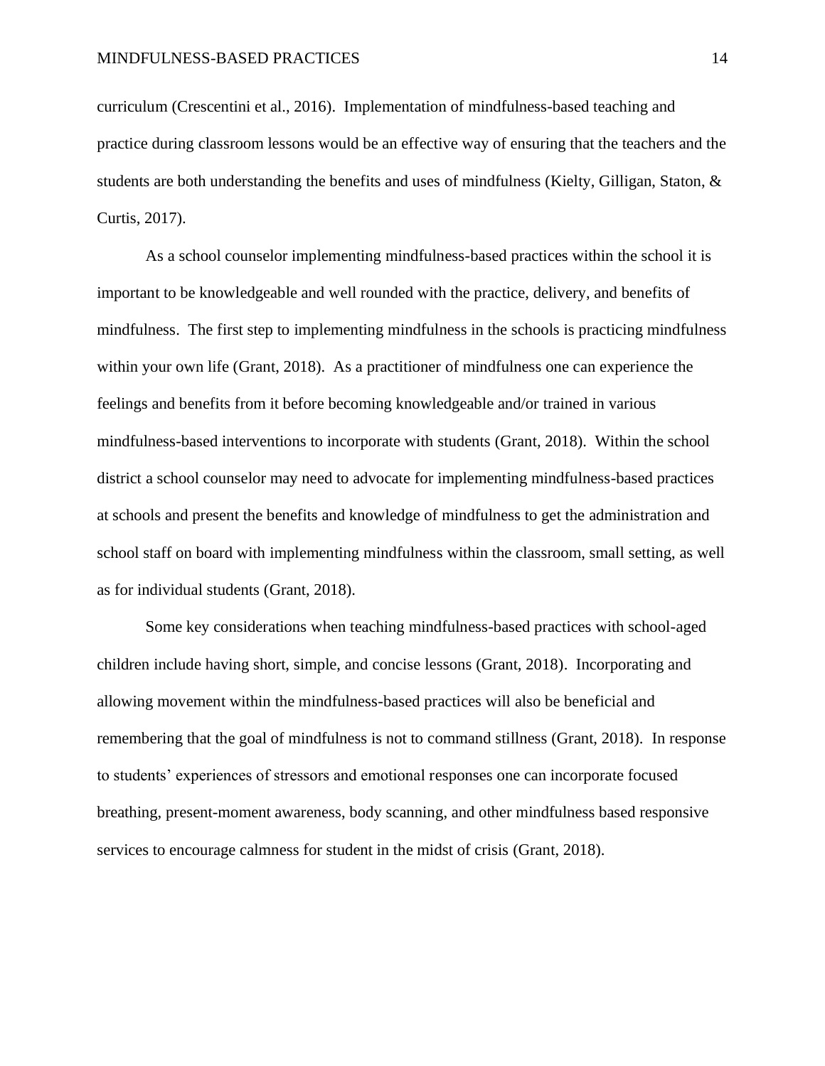curriculum (Crescentini et al., 2016). Implementation of mindfulness-based teaching and practice during classroom lessons would be an effective way of ensuring that the teachers and the students are both understanding the benefits and uses of mindfulness (Kielty, Gilligan, Staton, & Curtis, 2017).

As a school counselor implementing mindfulness-based practices within the school it is important to be knowledgeable and well rounded with the practice, delivery, and benefits of mindfulness. The first step to implementing mindfulness in the schools is practicing mindfulness within your own life (Grant, 2018). As a practitioner of mindfulness one can experience the feelings and benefits from it before becoming knowledgeable and/or trained in various mindfulness-based interventions to incorporate with students (Grant, 2018). Within the school district a school counselor may need to advocate for implementing mindfulness-based practices at schools and present the benefits and knowledge of mindfulness to get the administration and school staff on board with implementing mindfulness within the classroom, small setting, as well as for individual students (Grant, 2018).

Some key considerations when teaching mindfulness-based practices with school-aged children include having short, simple, and concise lessons (Grant, 2018). Incorporating and allowing movement within the mindfulness-based practices will also be beneficial and remembering that the goal of mindfulness is not to command stillness (Grant, 2018). In response to students' experiences of stressors and emotional responses one can incorporate focused breathing, present-moment awareness, body scanning, and other mindfulness based responsive services to encourage calmness for student in the midst of crisis (Grant, 2018).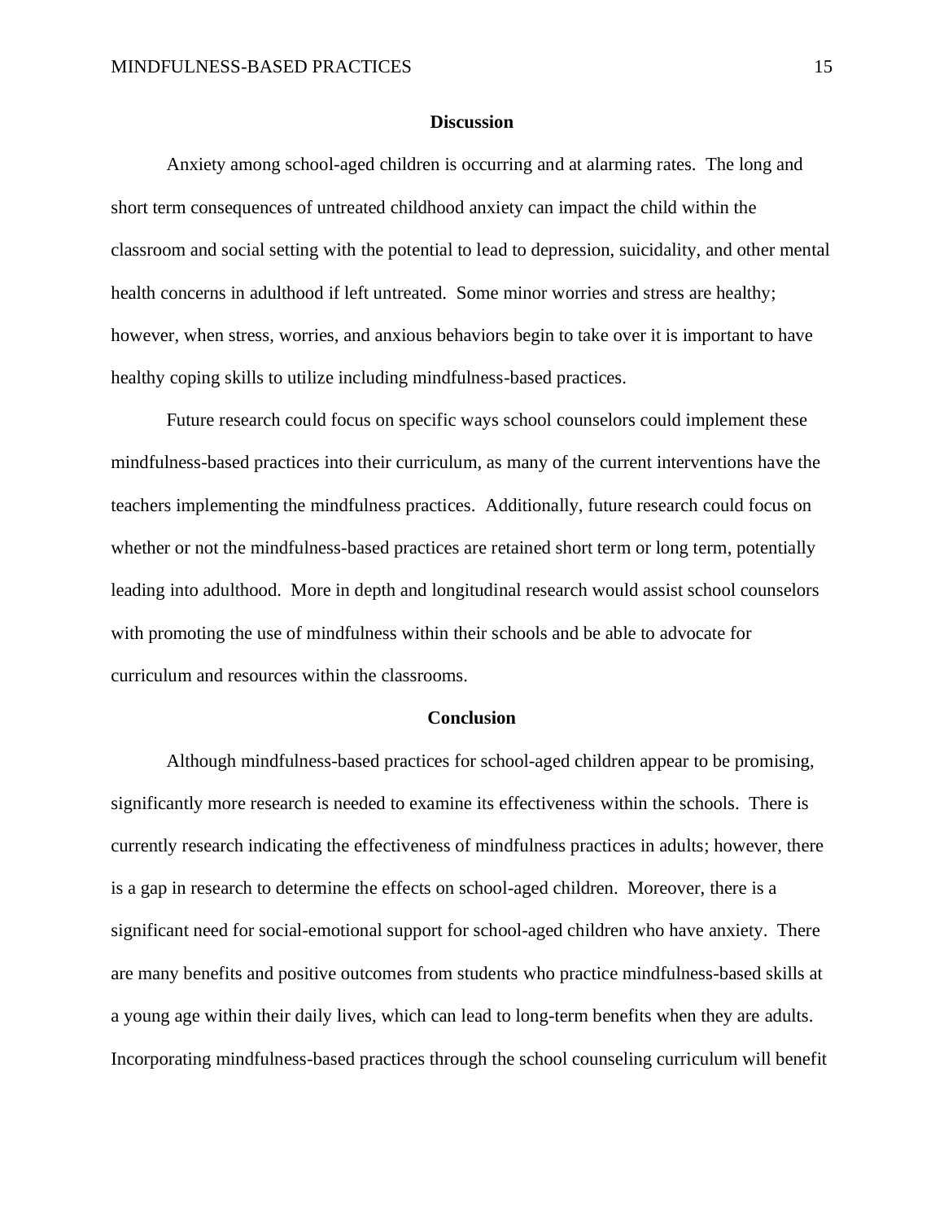## Discussion

Anxiety among school-aged children is occurring and at alarming rates. The long and short term consequences of untreated childhood anxiety can impact the child within the classroom and social setting with the potential to lead to depression, suicidality, and other mental health concerns in adulthood if left untreated. Some minor worries and stress are healthy; however, when stress, worries, and anxious behaviors begin to take over it is important to have healthy coping skills to utilize including mindfulness-based practices.

Future research could focus on specific ways school counselors could implement these mindfulness-based practices into their curriculum, as many of the current interventions have the teachers implementing the mindfulness practices. Additionally, future research could focus on whether or not the mindfulness-based practices are retained short term or long term, potentially leading into adulthood. More in depth and longitudinal research would assist school counselors with promoting the use of mindfulness within their schools and be able to advocate for curriculum and resources within the classrooms.

## Conclusion

Although mindfulness-based practices for school-aged children appear to be promising, significantly more research is needed to examine its effectiveness within the schools. There is currently research indicating the effectiveness of mindfulness practices in adults; however, there is a gap in research to determine the effects on school-aged children. Moreover, there is a significant need for social-emotional support for school-aged children who have anxiety. There are many benefits and positive outcomes from students who practice mindfulness-based skills at a young age within their daily lives, which can lead to long-term benefits when they are adults. Incorporating mindfulness-based practices through the school counseling curriculum will benefit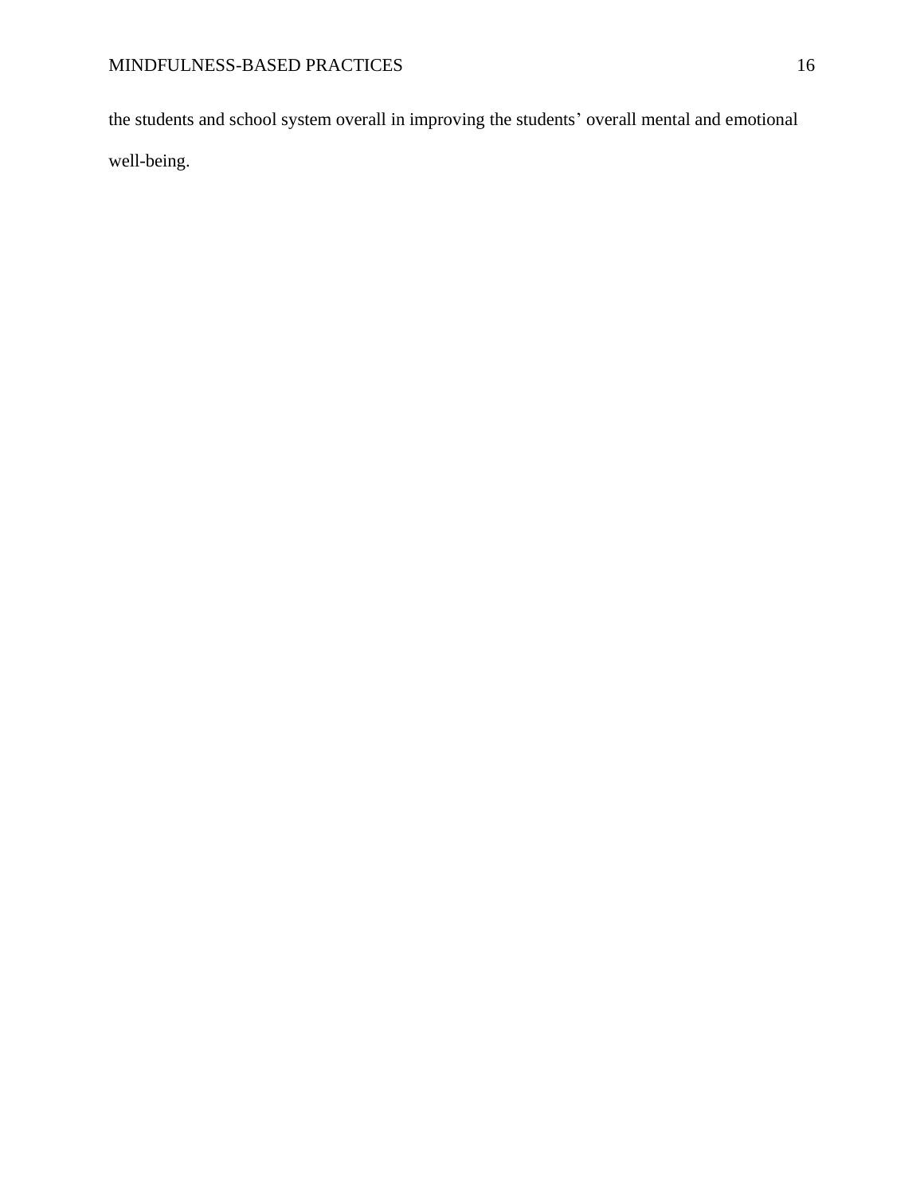the students and school system overall in improving the students' overall mental and emotional well-being.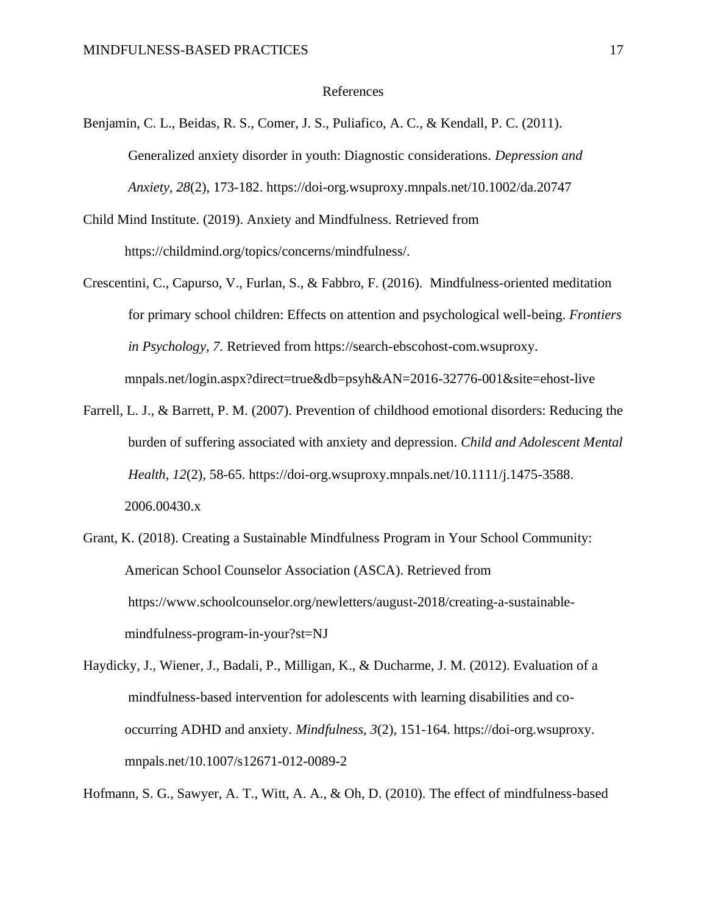# References

Benjamin, C. L., Beidas, R. S., Comer, J. S., Puliafico, A. C., & Kendall, P. C. (2011). Generalized anxiety disorder in youth: Diagnostic considerations. *Depression and Anxiety, 28*(2), 173-182. https://doi-org.wsuproxy.mnpals.net/10.1002/da.20747

Child Mind Institute. (2019). Anxiety and Mindfulness. Retrieved from https://childmind.org/topics/concerns/mindfulness/.

Crescentini, C., Capurso, V., Furlan, S., & Fabbro, F. (2016). Mindfulness-oriented meditation for primary school children: Effects on attention and psychological well-being. *Frontiers in Psychology, 7.* Retrieved from https://search-ebscohost-com.wsuproxy.mnpals.net/login.aspx?direct=true&db=psyh&AN=2016-32776-001&site=ehost-live

Farrell, L. J., & Barrett, P. M. (2007). Prevention of childhood emotional disorders: Reducing the burden of suffering associated with anxiety and depression. *Child and Adolescent Mental Health, 12*(2), 58-65. https://doi-org.wsuproxy.mnpals.net/10.1111/j.1475-3588.2006.00430.x

Grant, K. (2018). Creating a Sustainable Mindfulness Program in Your School Community: American School Counselor Association (ASCA). Retrieved from https://www.schoolcounselor.org/newletters/august-2018/creating-a-sustainable-mindfulness-program-in-your?st=NJ

Haydicky, J., Wiener, J., Badali, P., Milligan, K., & Ducharme, J. M. (2012). Evaluation of a mindfulness-based intervention for adolescents with learning disabilities and co-occurring ADHD and anxiety. *Mindfulness, 3*(2), 151-164. https://doi-org.wsuproxy.mnpals.net/10.1007/s12671-012-0089-2

Hofmann, S. G., Sawyer, A. T., Witt, A. A., & Oh, D. (2010). The effect of mindfulness-based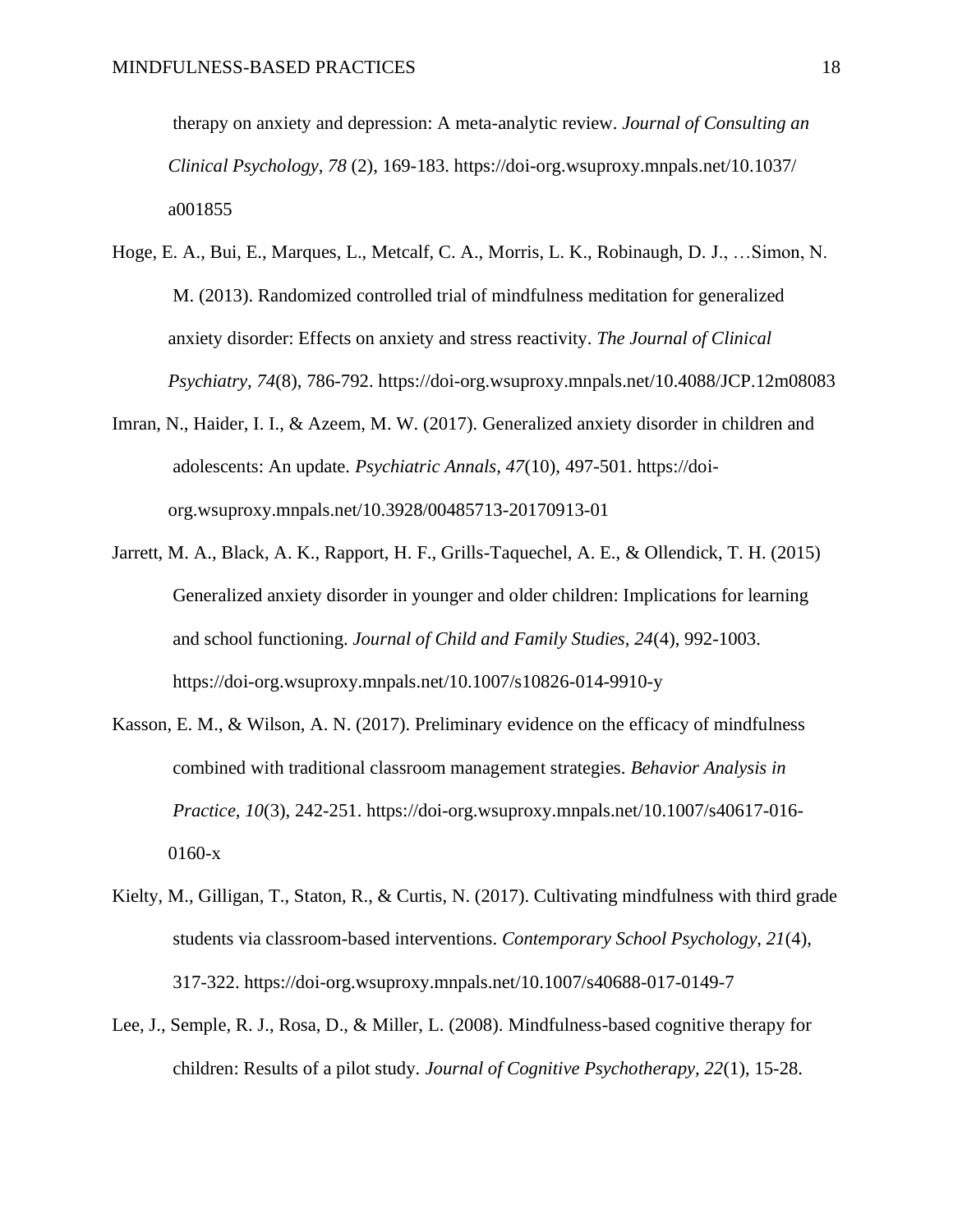therapy on anxiety and depression: A meta-analytic review. *Journal of Consulting an Clinical Psychology, 78* (2), 169-183. https://doi-org.wsuproxy.mnpals.net/10.1037/a001855

Hoge, E. A., Bui, E., Marques, L., Metcalf, C. A., Morris, L. K., Robinaugh, D. J., …Simon, N. M. (2013). Randomized controlled trial of mindfulness meditation for generalized anxiety disorder: Effects on anxiety and stress reactivity. *The Journal of Clinical Psychiatry, 74*(8), 786-792. https://doi-org.wsuproxy.mnpals.net/10.4088/JCP.12m08083

Imran, N., Haider, I. I., & Azeem, M. W. (2017). Generalized anxiety disorder in children and adolescents: An update. *Psychiatric Annals, 47*(10), 497-501. https://doi-org.wsuproxy.mnpals.net/10.3928/00485713-20170913-01

Jarrett, M. A., Black, A. K., Rapport, H. F., Grills-Taquechel, A. E., & Ollendick, T. H. (2015) Generalized anxiety disorder in younger and older children: Implications for learning and school functioning. *Journal of Child and Family Studies, 24*(4), 992-1003. https://doi-org.wsuproxy.mnpals.net/10.1007/s10826-014-9910-y

Kasson, E. M., & Wilson, A. N. (2017). Preliminary evidence on the efficacy of mindfulness combined with traditional classroom management strategies. *Behavior Analysis in Practice, 10*(3), 242-251. https://doi-org.wsuproxy.mnpals.net/10.1007/s40617-016-0160-x

Kielty, M., Gilligan, T., Staton, R., & Curtis, N. (2017). Cultivating mindfulness with third grade students via classroom-based interventions. *Contemporary School Psychology, 21*(4), 317-322. https://doi-org.wsuproxy.mnpals.net/10.1007/s40688-017-0149-7

Lee, J., Semple, R. J., Rosa, D., & Miller, L. (2008). Mindfulness-based cognitive therapy for children: Results of a pilot study. *Journal of Cognitive Psychotherapy, 22*(1), 15-28.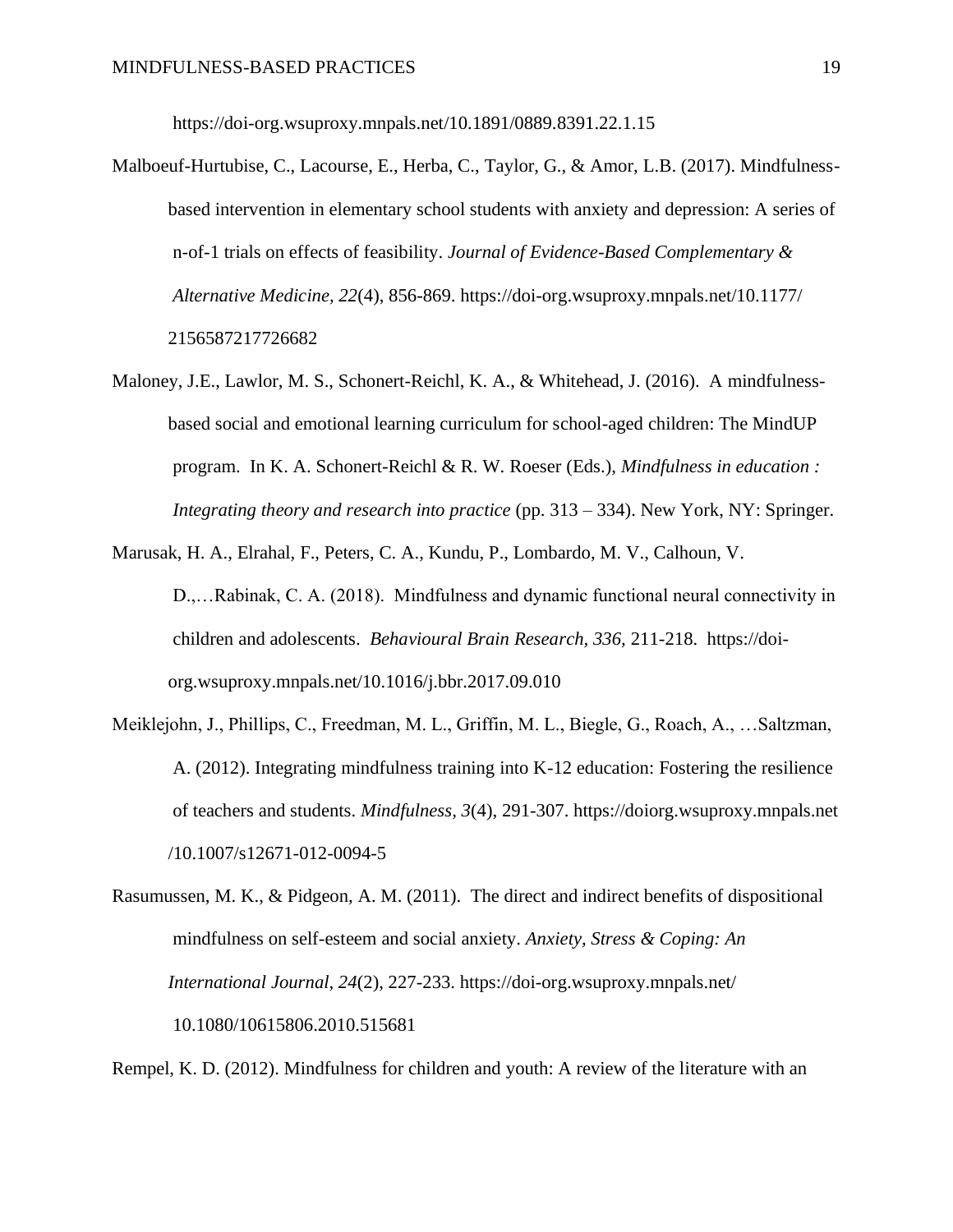https://doi-org.wsuproxy.mnpals.net/10.1891/0889.8391.22.1.15

Malboeuf-Hurtubise, C., Lacourse, E., Herba, C., Taylor, G., & Amor, L.B. (2017). Mindfulness-based intervention in elementary school students with anxiety and depression: A series of n-of-1 trials on effects of feasibility. *Journal of Evidence-Based Complementary & Alternative Medicine, 22*(4), 856-869. https://doi-org.wsuproxy.mnpals.net/10.1177/2156587217726682

Maloney, J.E., Lawlor, M. S., Schonert-Reichl, K. A., & Whitehead, J. (2016). A mindfulness-based social and emotional learning curriculum for school-aged children: The MindUP program. In K. A. Schonert-Reichl & R. W. Roeser (Eds.), *Mindfulness in education : Integrating theory and research into practice* (pp. 313 – 334). New York, NY: Springer.

Marusak, H. A., Elrahal, F., Peters, C. A., Kundu, P., Lombardo, M. V., Calhoun, V. D.,…Rabinak, C. A. (2018). Mindfulness and dynamic functional neural connectivity in children and adolescents. *Behavioural Brain Research, 336,* 211-218. https://doi-org.wsuproxy.mnpals.net/10.1016/j.bbr.2017.09.010

Meiklejohn, J., Phillips, C., Freedman, M. L., Griffin, M. L., Biegle, G., Roach, A., …Saltzman, A. (2012). Integrating mindfulness training into K-12 education: Fostering the resilience of teachers and students. *Mindfulness, 3*(4), 291-307. https://doiorg.wsuproxy.mnpals.net/10.1007/s12671-012-0094-5

Rasumussen, M. K., & Pidgeon, A. M. (2011). The direct and indirect benefits of dispositional mindfulness on self-esteem and social anxiety. *Anxiety, Stress & Coping: An International Journal, 24*(2), 227-233. https://doi-org.wsuproxy.mnpals.net/10.1080/10615806.2010.515681

Rempel, K. D. (2012). Mindfulness for children and youth: A review of the literature with an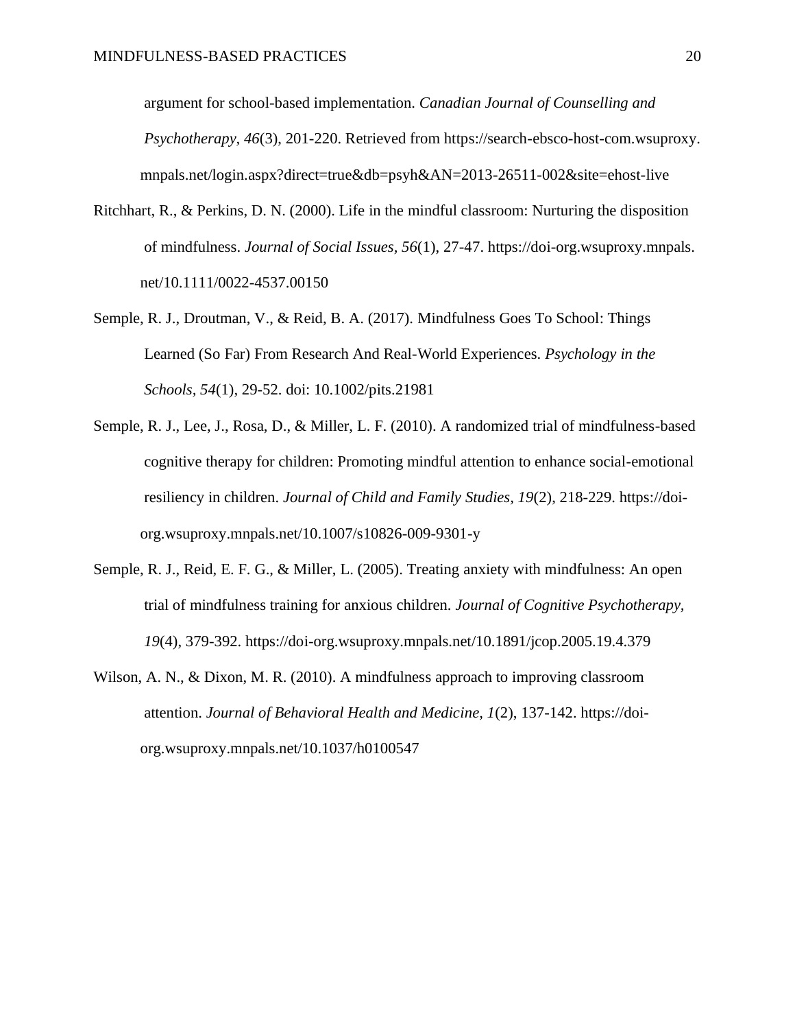argument for school-based implementation. *Canadian Journal of Counselling and Psychotherapy, 46*(3), 201-220. Retrieved from https://search-ebsco-host-com.wsuproxy.mnpals.net/login.aspx?direct=true&db=psyh&AN=2013-26511-002&site=ehost-live

Ritchhart, R., & Perkins, D. N. (2000). Life in the mindful classroom: Nurturing the disposition of mindfulness. *Journal of Social Issues, 56*(1), 27-47. https://doi-org.wsuproxy.mnpals.net/10.1111/0022-4537.00150

Semple, R. J., Droutman, V., & Reid, B. A. (2017). Mindfulness Goes To School: Things Learned (So Far) From Research And Real-World Experiences. *Psychology in the Schools, 54*(1), 29-52. doi: 10.1002/pits.21981

Semple, R. J., Lee, J., Rosa, D., & Miller, L. F. (2010). A randomized trial of mindfulness-based cognitive therapy for children: Promoting mindful attention to enhance social-emotional resiliency in children. *Journal of Child and Family Studies, 19*(2), 218-229. https://doi-org.wsuproxy.mnpals.net/10.1007/s10826-009-9301-y

Semple, R. J., Reid, E. F. G., & Miller, L. (2005). Treating anxiety with mindfulness: An open trial of mindfulness training for anxious children. *Journal of Cognitive Psychotherapy, 19*(4), 379-392. https://doi-org.wsuproxy.mnpals.net/10.1891/jcop.2005.19.4.379

Wilson, A. N., & Dixon, M. R. (2010). A mindfulness approach to improving classroom attention. *Journal of Behavioral Health and Medicine, 1*(2), 137-142. https://doi-org.wsuproxy.mnpals.net/10.1037/h0100547